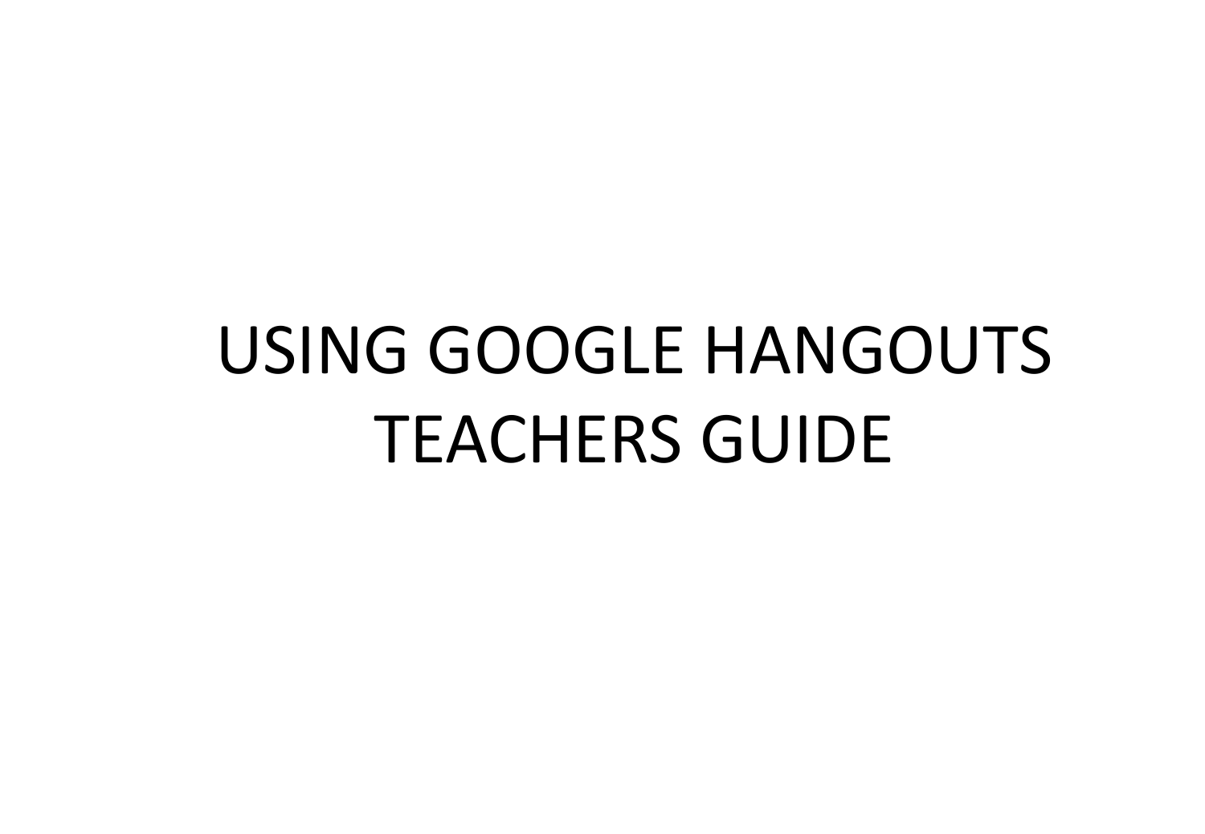# USING GOOGLE HANGOUTS TEACHERS GUIDE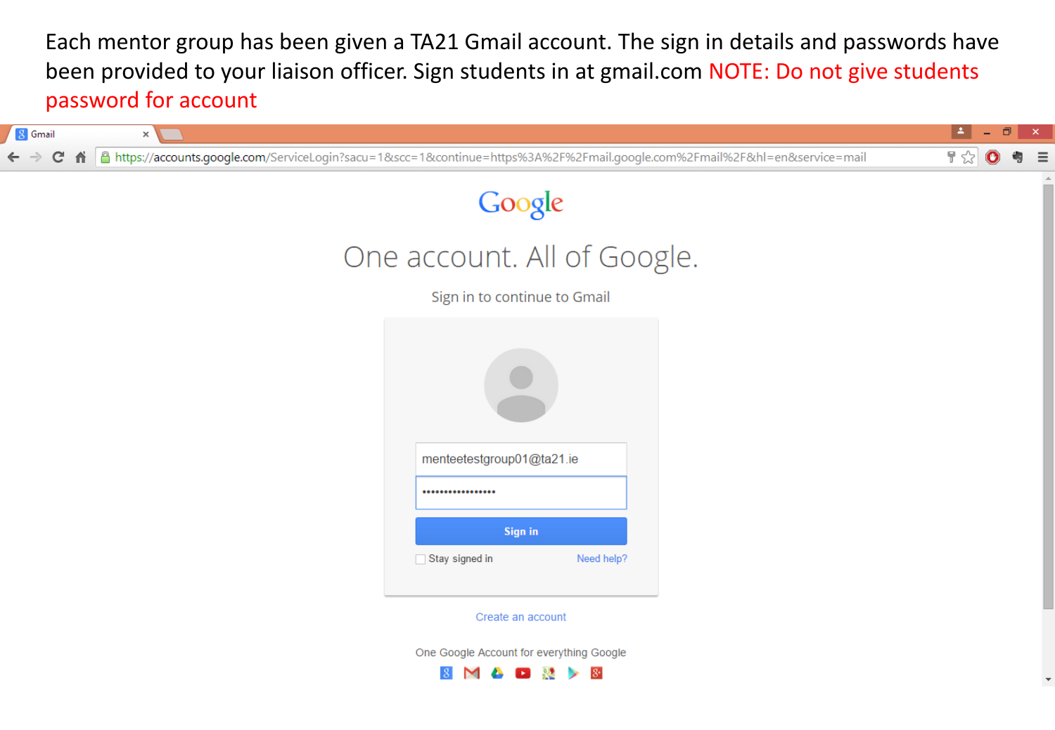Each mentor group has been given a TA21 Gmail account. The sign in details and passwords have been provided to your liaison officer. Sign students in at gmail.com **NOTE: Do not give students password for account**

Gmail

https://accounts.google.com/ServiceLogin?sacu=1&scc=1&continue=https%3A%2F%2Fmail.google.com%2Fmail%2F&hl=en&service=mail

Google

One account. All of Google.

Sign in to continue to Gmail

menteetestgroup01@ta21.ie

••••••••••••••••

Sign in

Stay signed in

Need help?

Create an account

One Google Account for everything Google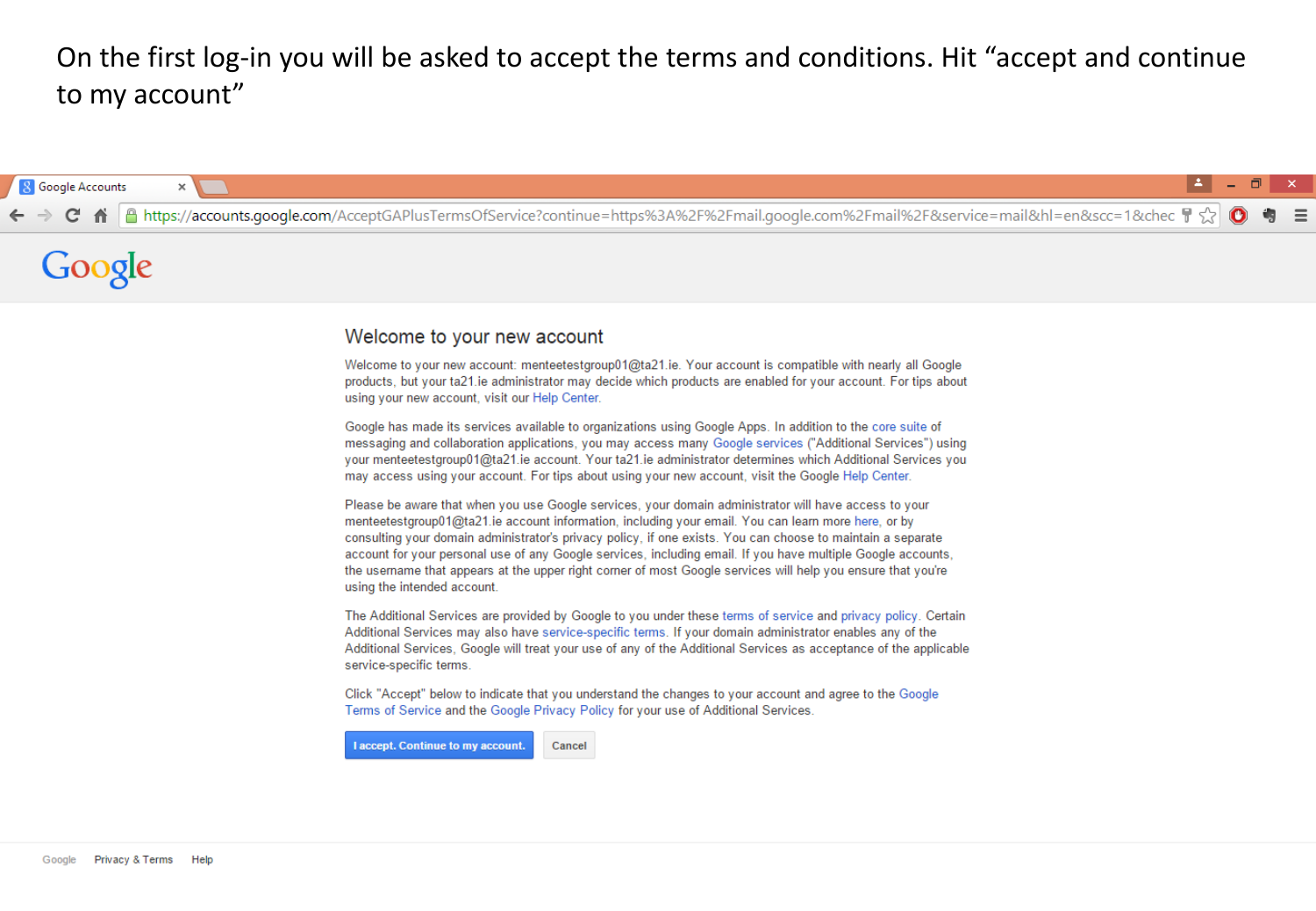On the first log-in you will be asked to accept the terms and conditions. Hit "accept and continue to my account"

Google Accounts

https://accounts.google.com/AcceptGAPlusTermsOfService?continue=https%3A%2F%2Fmail.google.com%2Fmail%2F&service=mail&hl=en&scc=1&chec

Google

## Welcome to your new account

Welcome to your new account: menteetestgroup01@ta21.ie. Your account is compatible with nearly all Google products, but your ta21.ie administrator may decide which products are enabled for your account. For tips about using your new account, visit our Help Center.

Google has made its services available to organizations using Google Apps. In addition to the core suite of messaging and collaboration applications, you may access many Google services ("Additional Services") using your menteetestgroup01@ta21.ie account. Your ta21.ie administrator determines which Additional Services you may access using your account. For tips about using your new account, visit the Google Help Center.

Please be aware that when you use Google services, your domain administrator will have access to your menteetestgroup01@ta21.ie account information, including your email. You can learn more here, or by consulting your domain administrator's privacy policy, if one exists. You can choose to maintain a separate account for your personal use of any Google services, including email. If you have multiple Google accounts, the username that appears at the upper right corner of most Google services will help you ensure that you're using the intended account.

The Additional Services are provided by Google to you under these terms of service and privacy policy. Certain Additional Services may also have service-specific terms. If your domain administrator enables any of the Additional Services, Google will treat your use of any of the Additional Services as acceptance of the applicable service-specific terms.

Click "Accept" below to indicate that you understand the changes to your account and agree to the Google Terms of Service and the Google Privacy Policy for your use of Additional Services.

I accept. Continue to my account. | Cancel

Google | Privacy & Terms | Help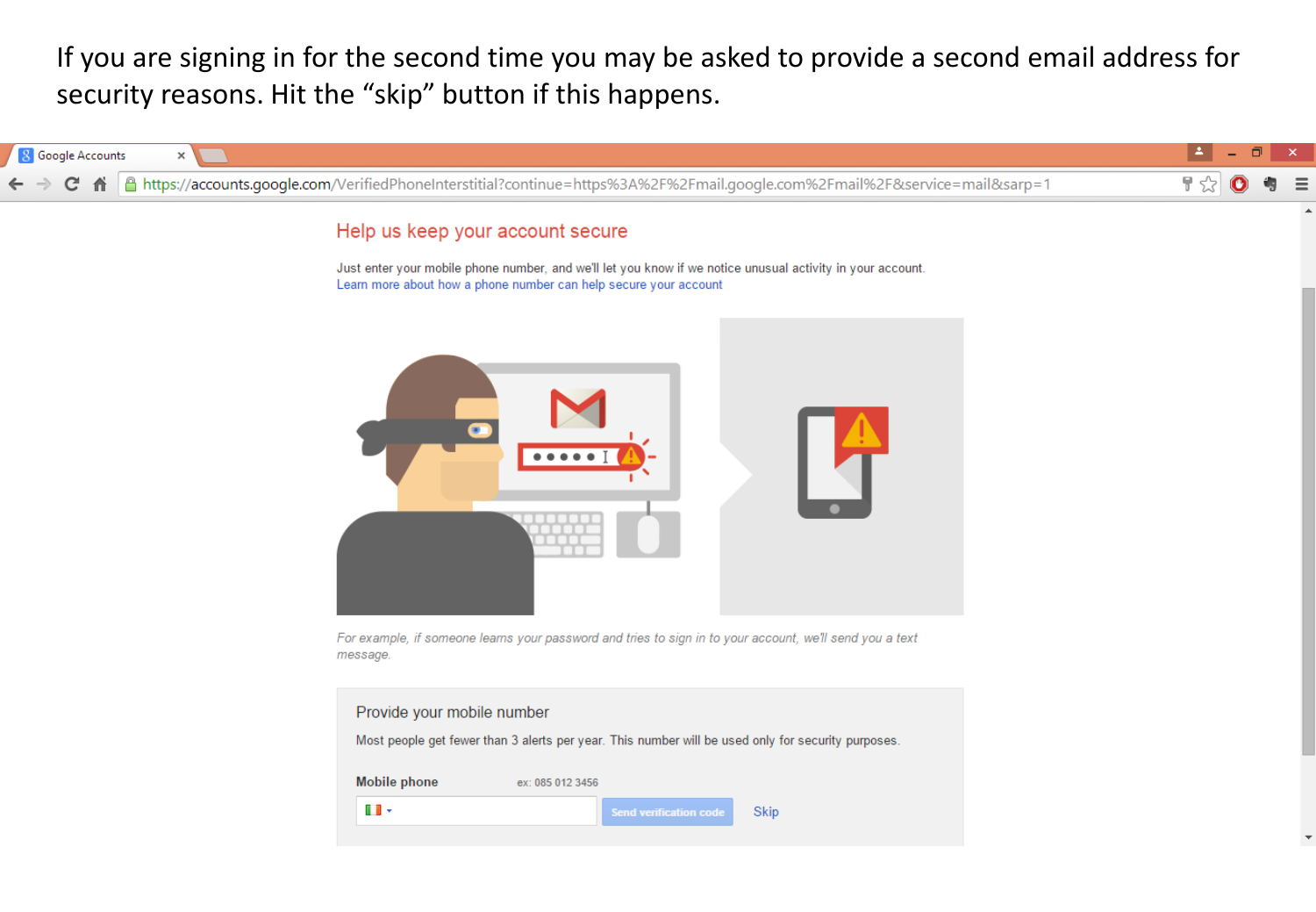If you are signing in for the second time you may be asked to provide a second email address for security reasons. Hit the “skip” button if this happens.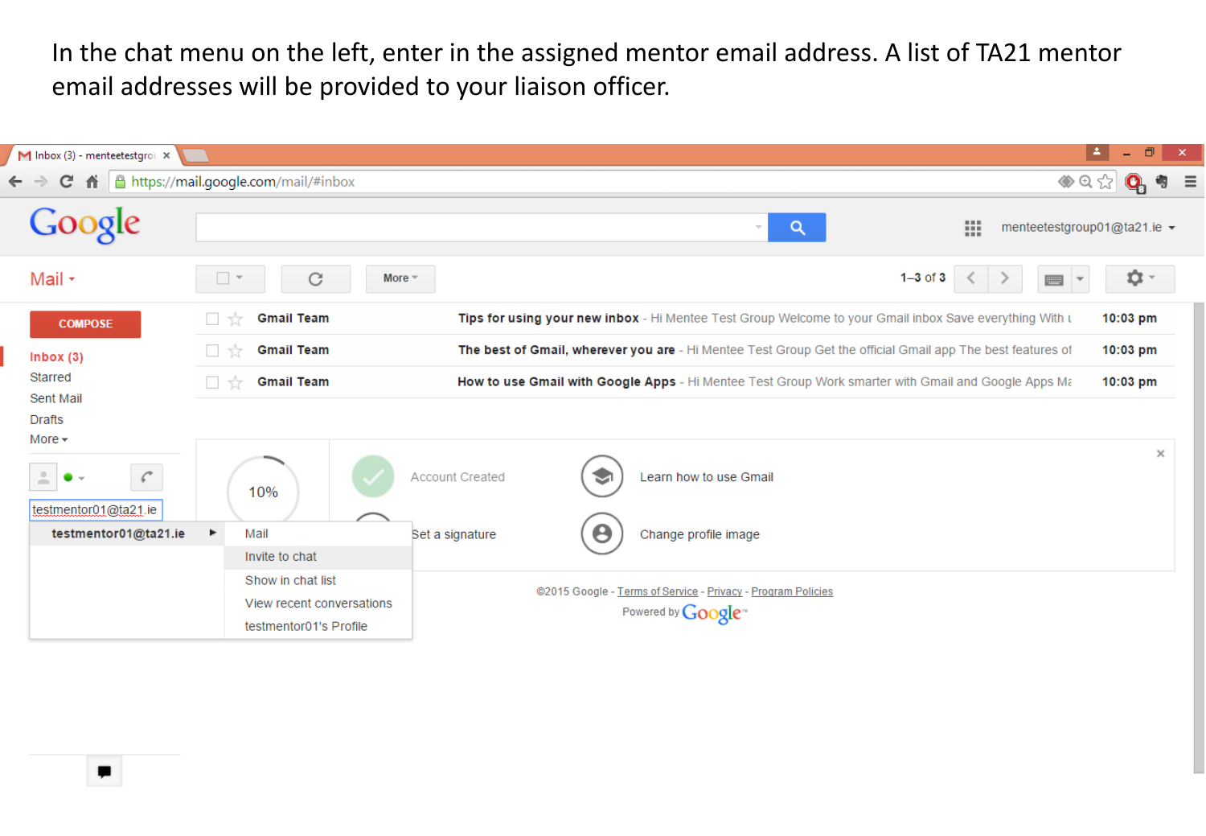In the chat menu on the left, enter in the assigned mentor email address. A list of TA21 mentor email addresses will be provided to your liaison officer.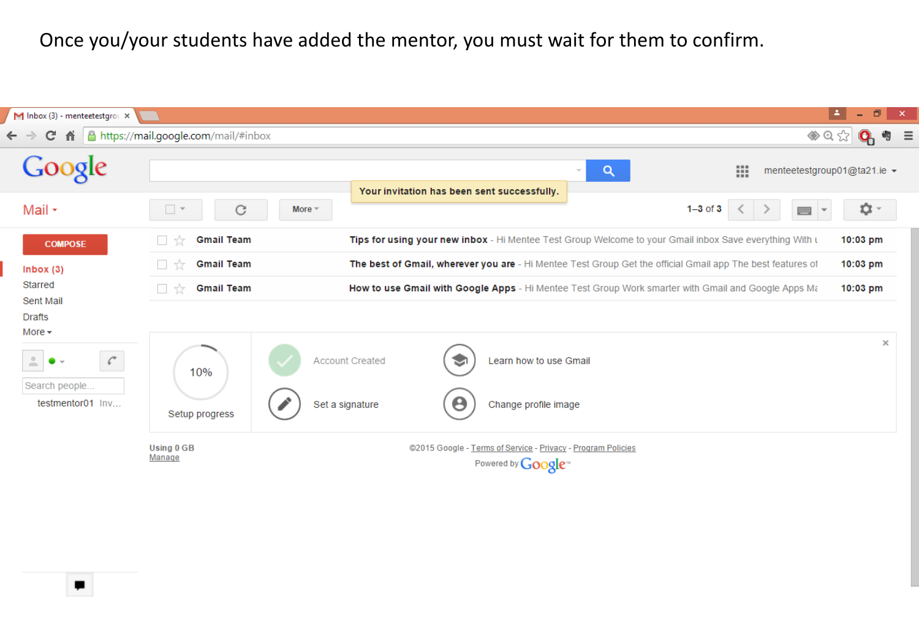Once you/your students have added the mentor, you must wait for them to confirm.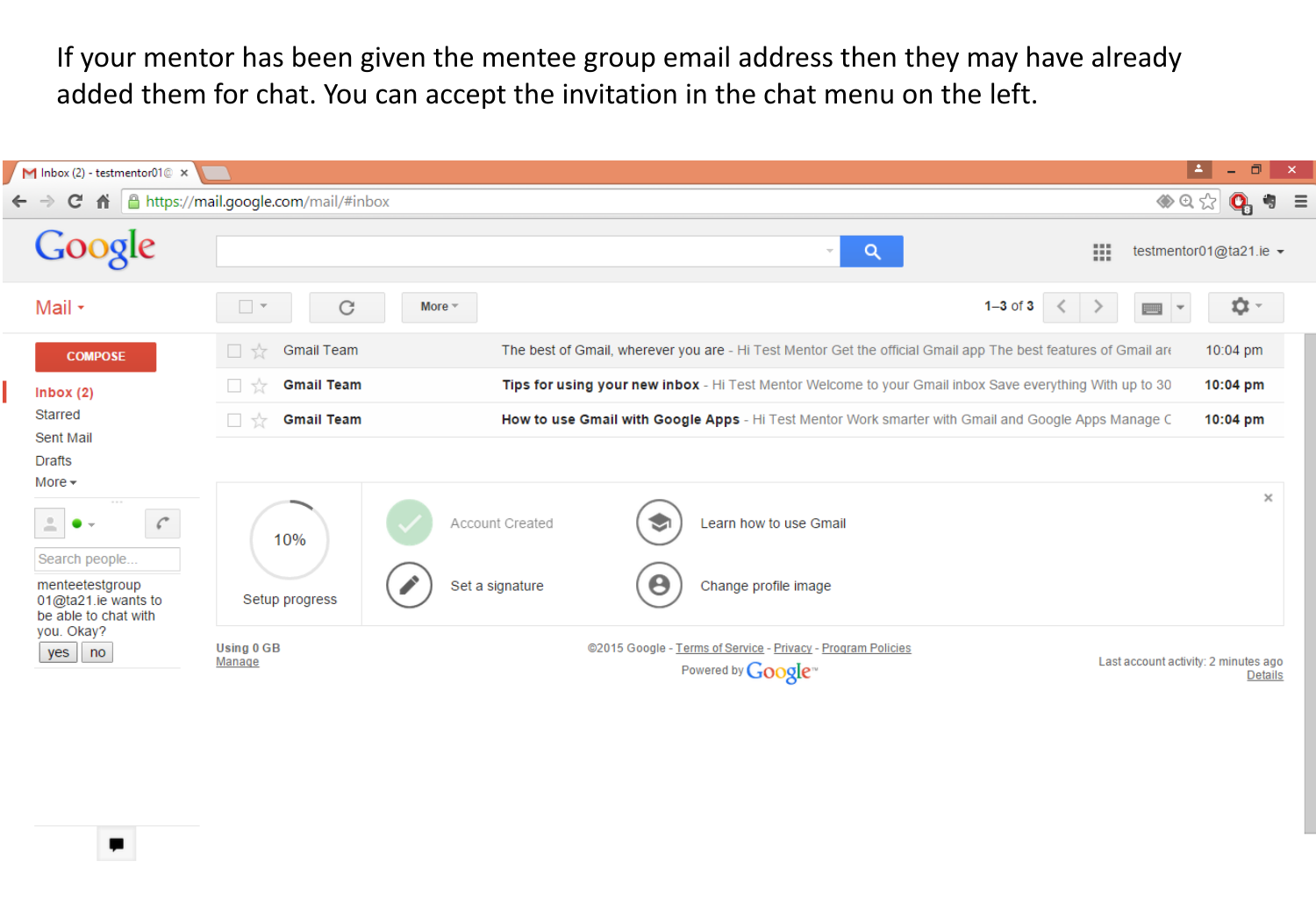If your mentor has been given the mentee group email address then they may have already added them for chat. You can accept the invitation in the chat menu on the left.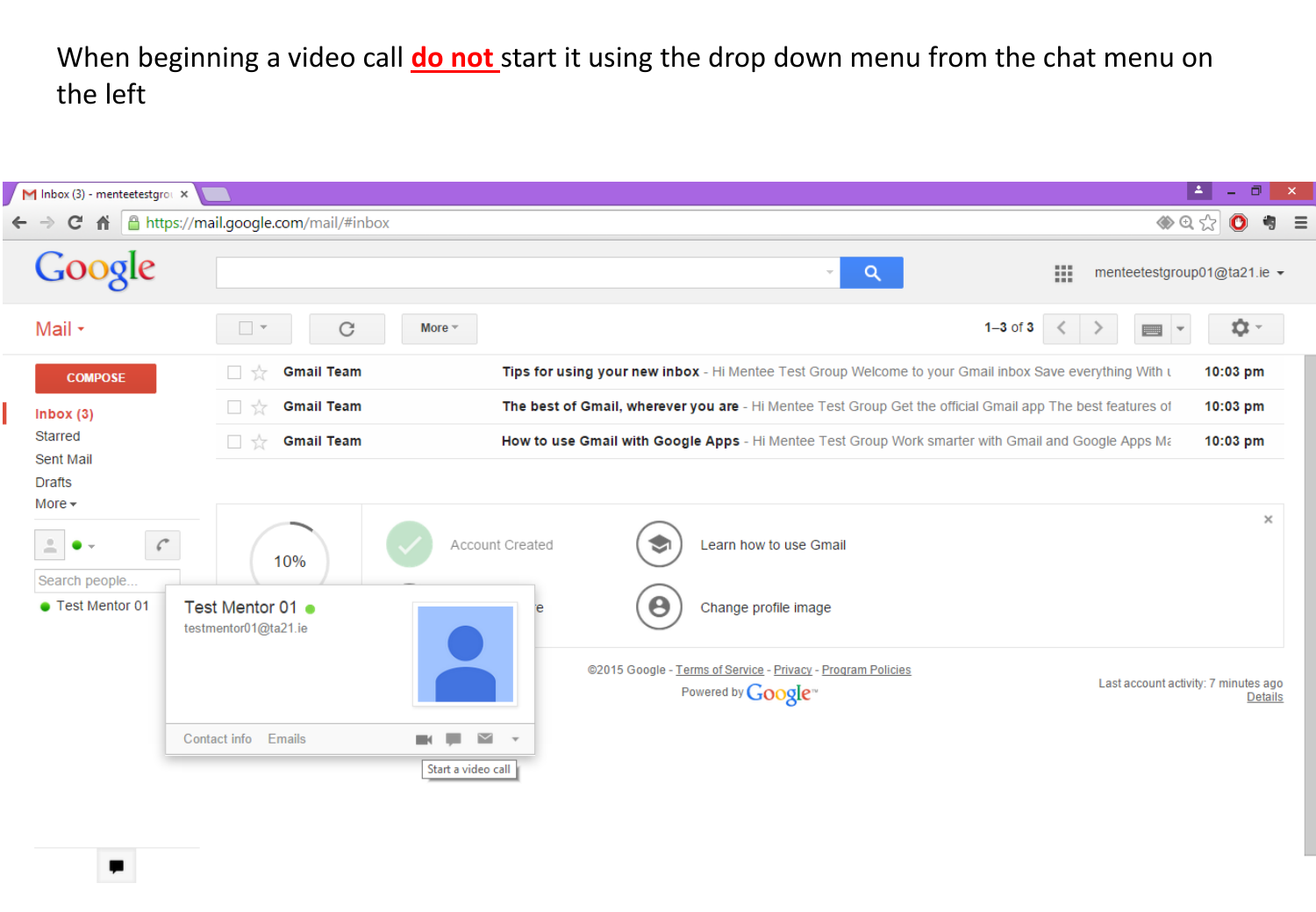When beginning a video call **do not** start it using the drop down menu from the chat menu on the left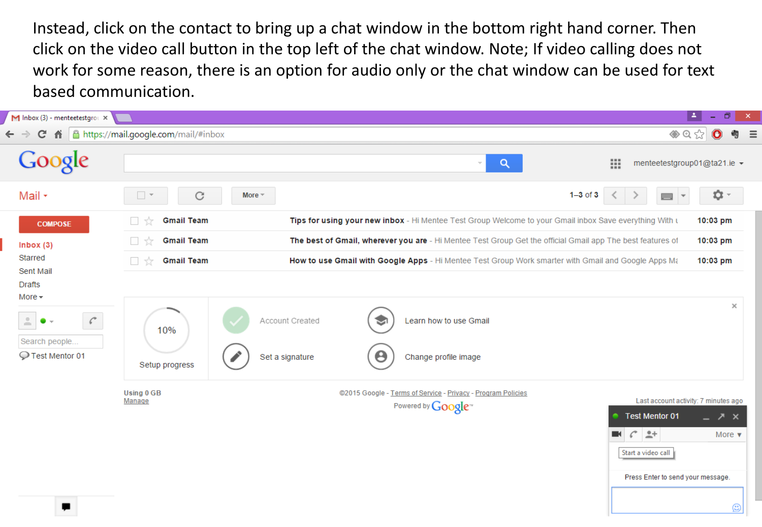Instead, click on the contact to bring up a chat window in the bottom right hand corner. Then click on the video call button in the top left of the chat window. Note; If video calling does not work for some reason, there is an option for audio only or the chat window can be used for text based communication.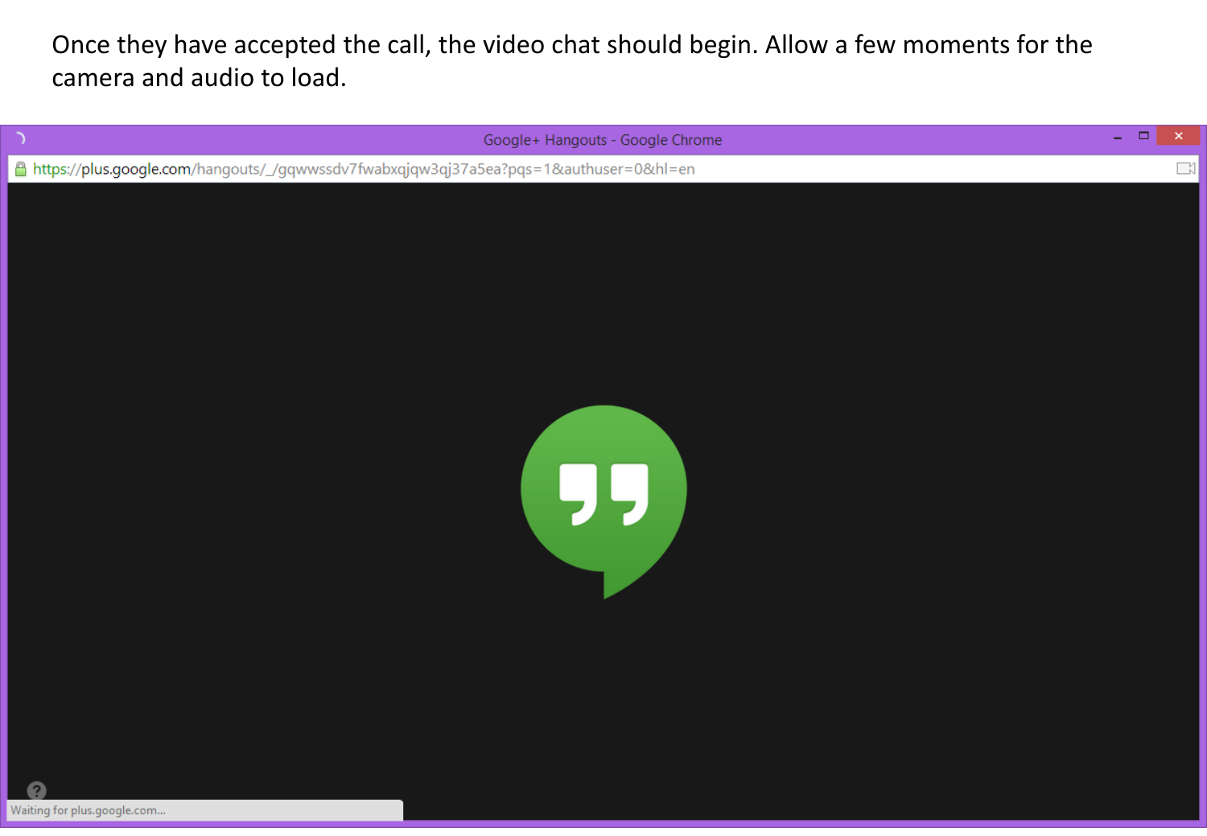Once they have accepted the call, the video chat should begin. Allow a few moments for the camera and audio to load.